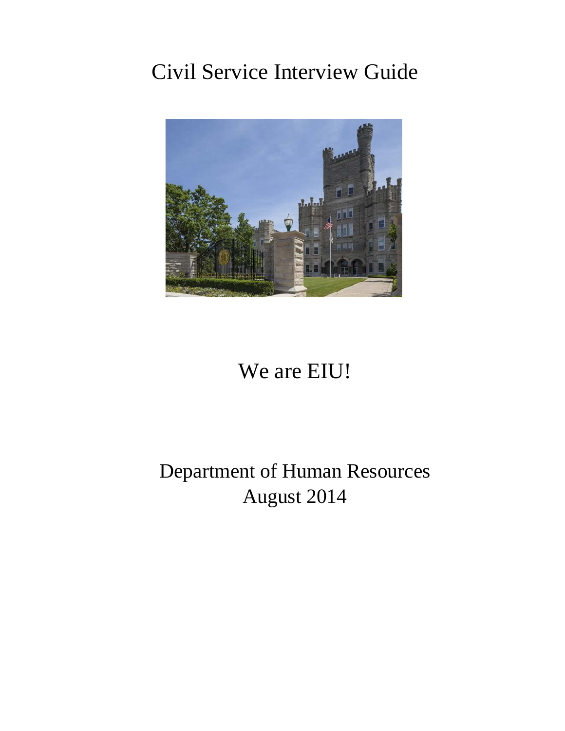# Civil Service Interview Guide

We are EIU!

Department of Human Resources
August 2014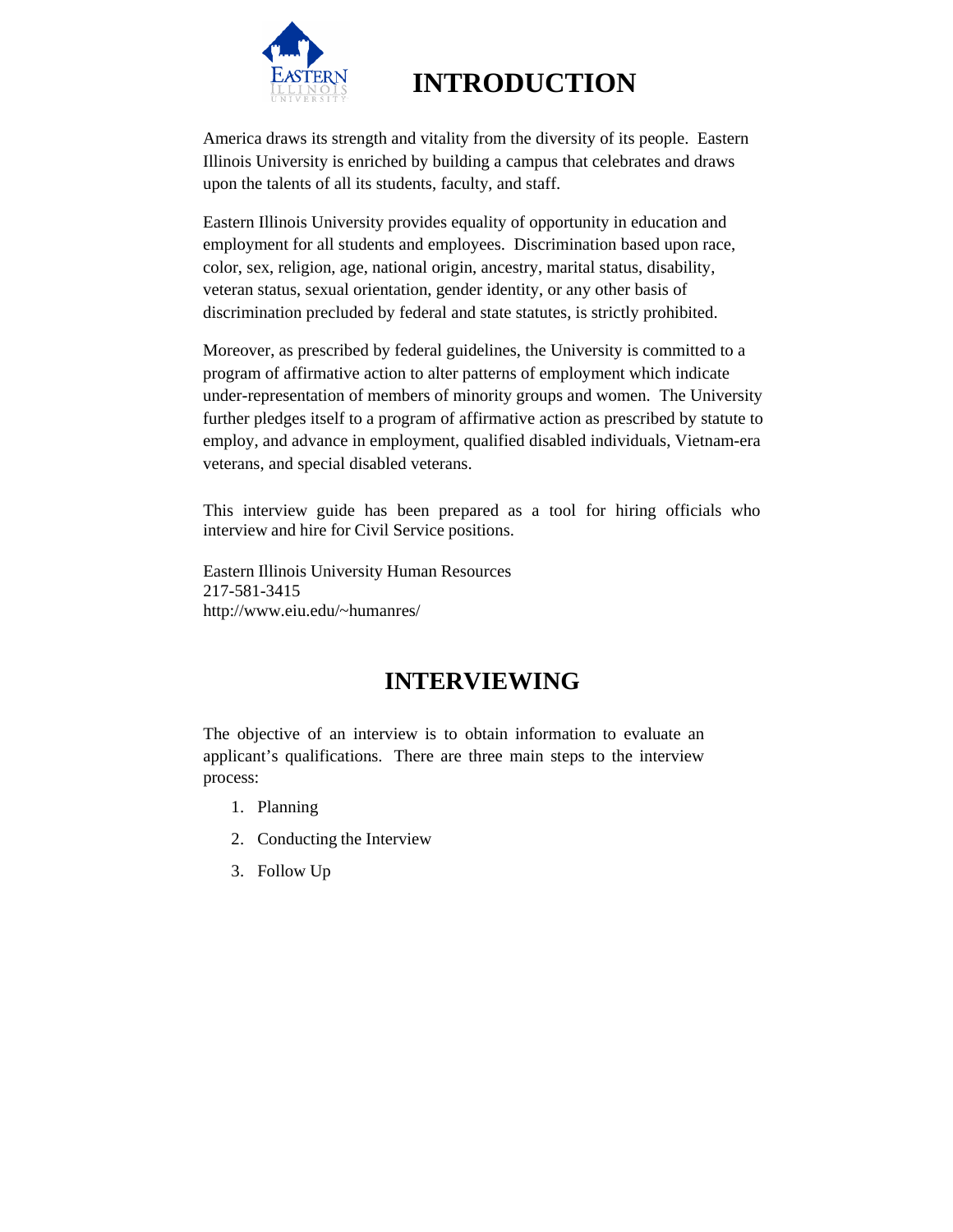# INTRODUCTION

America draws its strength and vitality from the diversity of its people. Eastern Illinois University is enriched by building a campus that celebrates and draws upon the talents of all its students, faculty, and staff.

Eastern Illinois University provides equality of opportunity in education and employment for all students and employees. Discrimination based upon race, color, sex, religion, age, national origin, ancestry, marital status, disability, veteran status, sexual orientation, gender identity, or any other basis of discrimination precluded by federal and state statutes, is strictly prohibited.

Moreover, as prescribed by federal guidelines, the University is committed to a program of affirmative action to alter patterns of employment which indicate under-representation of members of minority groups and women. The University further pledges itself to a program of affirmative action as prescribed by statute to employ, and advance in employment, qualified disabled individuals, Vietnam-era veterans, and special disabled veterans.

This interview guide has been prepared as a tool for hiring officials who interview and hire for Civil Service positions.

Eastern Illinois University Human Resources
217-581-3415
http://www.eiu.edu/~humanres/

# INTERVIEWING

The objective of an interview is to obtain information to evaluate an applicant's qualifications. There are three main steps to the interview process:

1. Planning
2. Conducting the Interview
3. Follow Up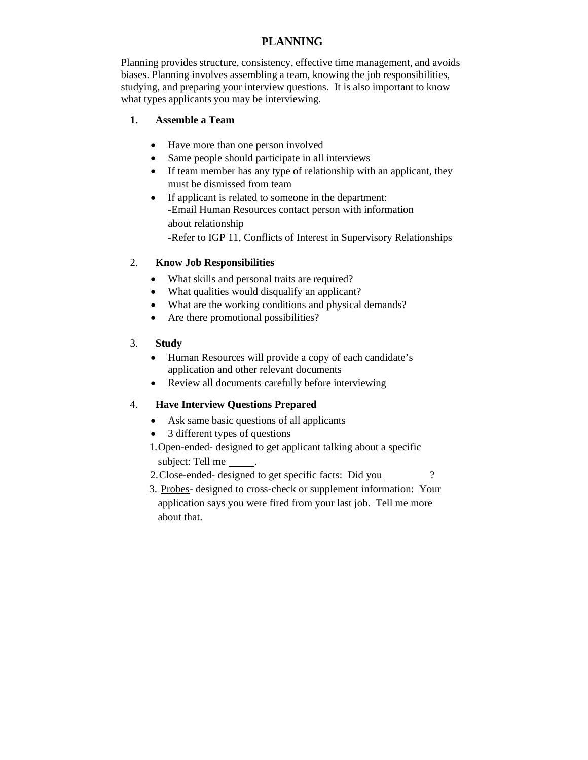# PLANNING

Planning provides structure, consistency, effective time management, and avoids biases. Planning involves assembling a team, knowing the job responsibilities, studying, and preparing your interview questions. It is also important to know what types applicants you may be interviewing.

## 1. Assemble a Team

- Have more than one person involved
- Same people should participate in all interviews
- If team member has any type of relationship with an applicant, they must be dismissed from team
- If applicant is related to someone in the department:
  - -Email Human Resources contact person with information about relationship
  - -Refer to IGP 11, Conflicts of Interest in Supervisory Relationships

## 2. Know Job Responsibilities

- What skills and personal traits are required?
- What qualities would disqualify an applicant?
- What are the working conditions and physical demands?
- Are there promotional possibilities?

## 3. Study

- Human Resources will provide a copy of each candidate's application and other relevant documents
- Review all documents carefully before interviewing

## 4. Have Interview Questions Prepared

- Ask same basic questions of all applicants
- 3 different types of questions

1. Open-ended- designed to get applicant talking about a specific subject: Tell me _____.
2. Close-ended- designed to get specific facts: Did you _________?
3. Probes- designed to cross-check or supplement information: Your application says you were fired from your last job. Tell me more about that.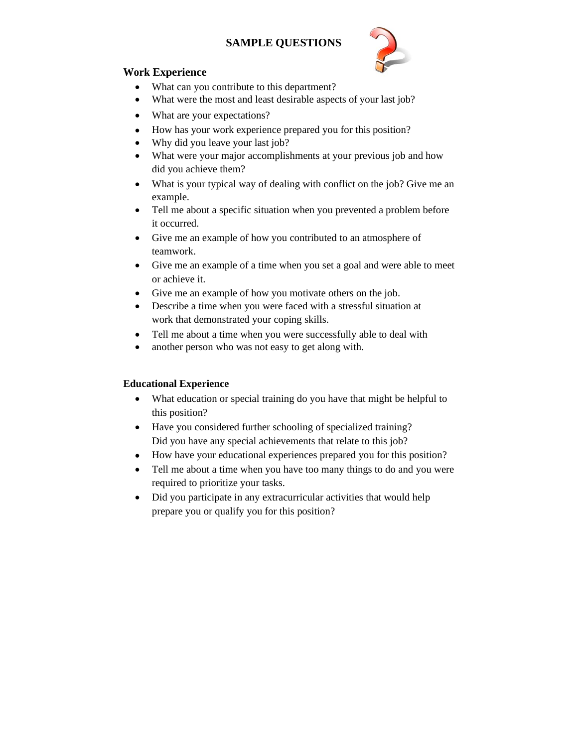# SAMPLE QUESTIONS

## Work Experience

- What can you contribute to this department?
- What were the most and least desirable aspects of your last job?
- What are your expectations?
- How has your work experience prepared you for this position?
- Why did you leave your last job?
- What were your major accomplishments at your previous job and how did you achieve them?
- What is your typical way of dealing with conflict on the job? Give me an example.
- Tell me about a specific situation when you prevented a problem before it occurred.
- Give me an example of how you contributed to an atmosphere of teamwork.
- Give me an example of a time when you set a goal and were able to meet or achieve it.
- Give me an example of how you motivate others on the job.
- Describe a time when you were faced with a stressful situation at work that demonstrated your coping skills.
- Tell me about a time when you were successfully able to deal with
- another person who was not easy to get along with.

## Educational Experience

- What education or special training do you have that might be helpful to this position?
- Have you considered further schooling of specialized training? Did you have any special achievements that relate to this job?
- How have your educational experiences prepared you for this position?
- Tell me about a time when you have too many things to do and you were required to prioritize your tasks.
- Did you participate in any extracurricular activities that would help prepare you or qualify you for this position?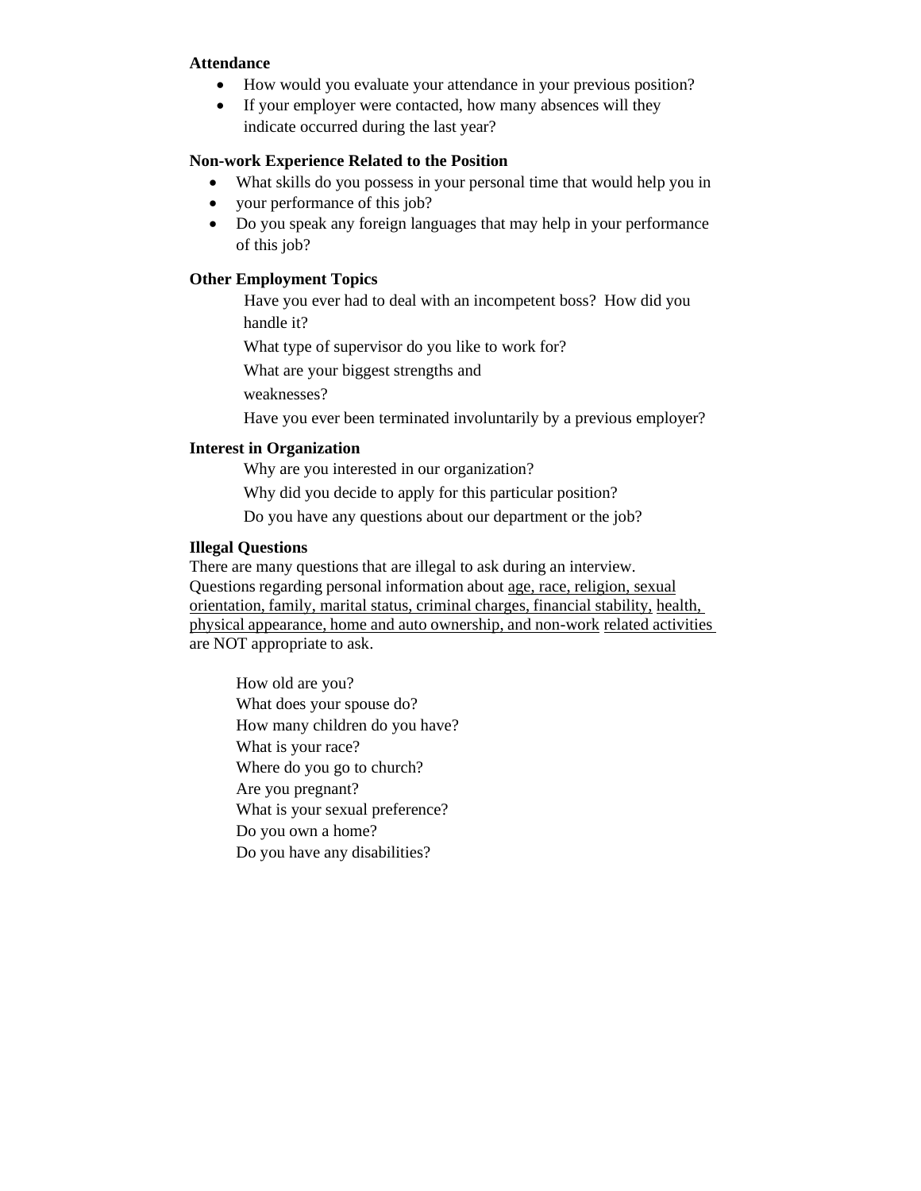**Attendance**

- How would you evaluate your attendance in your previous position?
- If your employer were contacted, how many absences will they indicate occurred during the last year?

**Non-work Experience Related to the Position**

- What skills do you possess in your personal time that would help you in
- your performance of this job?
- Do you speak any foreign languages that may help in your performance of this job?

**Other Employment Topics**

Have you ever had to deal with an incompetent boss? How did you handle it?

What type of supervisor do you like to work for?

What are your biggest strengths and

weaknesses?

Have you ever been terminated involuntarily by a previous employer?

**Interest in Organization**

Why are you interested in our organization?

Why did you decide to apply for this particular position?

Do you have any questions about our department or the job?

**Illegal Questions**

There are many questions that are illegal to ask during an interview. Questions regarding personal information about <u>age, race, religion, sexual orientation, family, marital status, criminal charges, financial stability, health, physical appearance, home and auto ownership, and non-work related activities</u> are NOT appropriate to ask.

How old are you?
What does your spouse do?
How many children do you have?
What is your race?
Where do you go to church?
Are you pregnant?
What is your sexual preference?
Do you own a home?
Do you have any disabilities?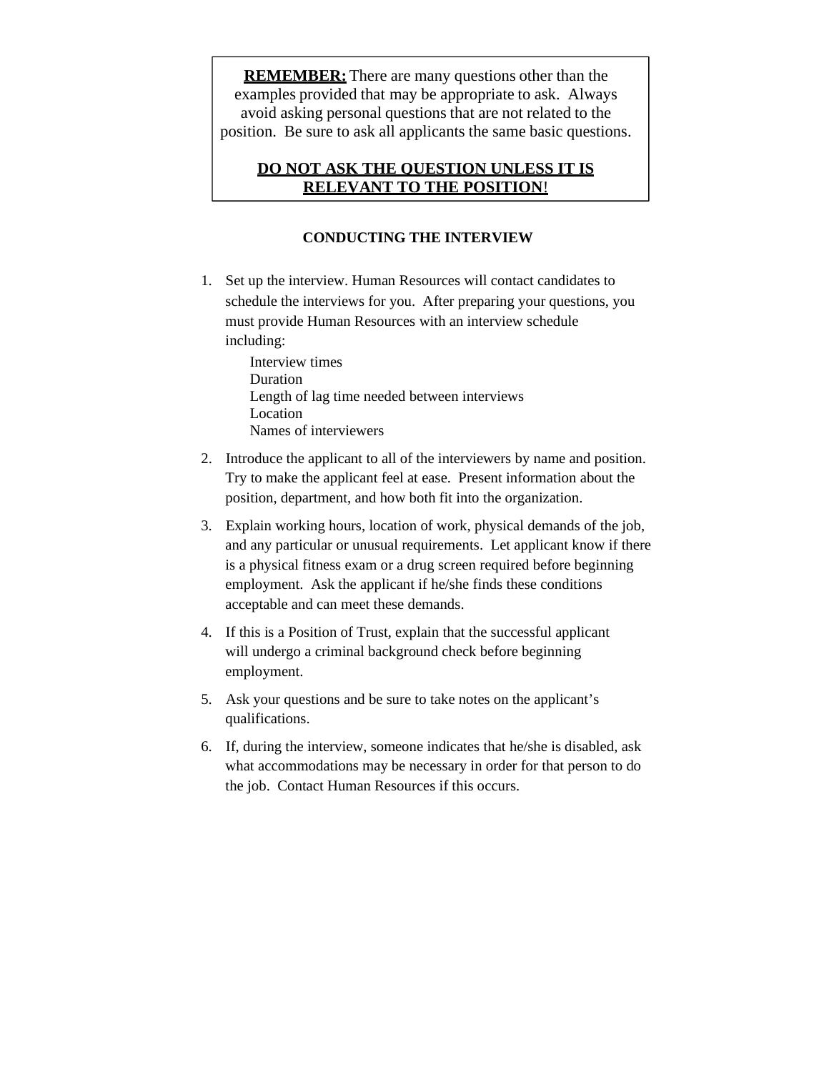**REMEMBER:** There are many questions other than the examples provided that may be appropriate to ask. Always avoid asking personal questions that are not related to the position. Be sure to ask all applicants the same basic questions.

**DO NOT ASK THE QUESTION UNLESS IT IS RELEVANT TO THE POSITION!**

## CONDUCTING THE INTERVIEW

1. Set up the interview. Human Resources will contact candidates to schedule the interviews for you. After preparing your questions, you must provide Human Resources with an interview schedule including:

   Interview times
   Duration
   Length of lag time needed between interviews
   Location
   Names of interviewers

2. Introduce the applicant to all of the interviewers by name and position. Try to make the applicant feel at ease. Present information about the position, department, and how both fit into the organization.

3. Explain working hours, location of work, physical demands of the job, and any particular or unusual requirements. Let applicant know if there is a physical fitness exam or a drug screen required before beginning employment. Ask the applicant if he/she finds these conditions acceptable and can meet these demands.

4. If this is a Position of Trust, explain that the successful applicant will undergo a criminal background check before beginning employment.

5. Ask your questions and be sure to take notes on the applicant's qualifications.

6. If, during the interview, someone indicates that he/she is disabled, ask what accommodations may be necessary in order for that person to do the job. Contact Human Resources if this occurs.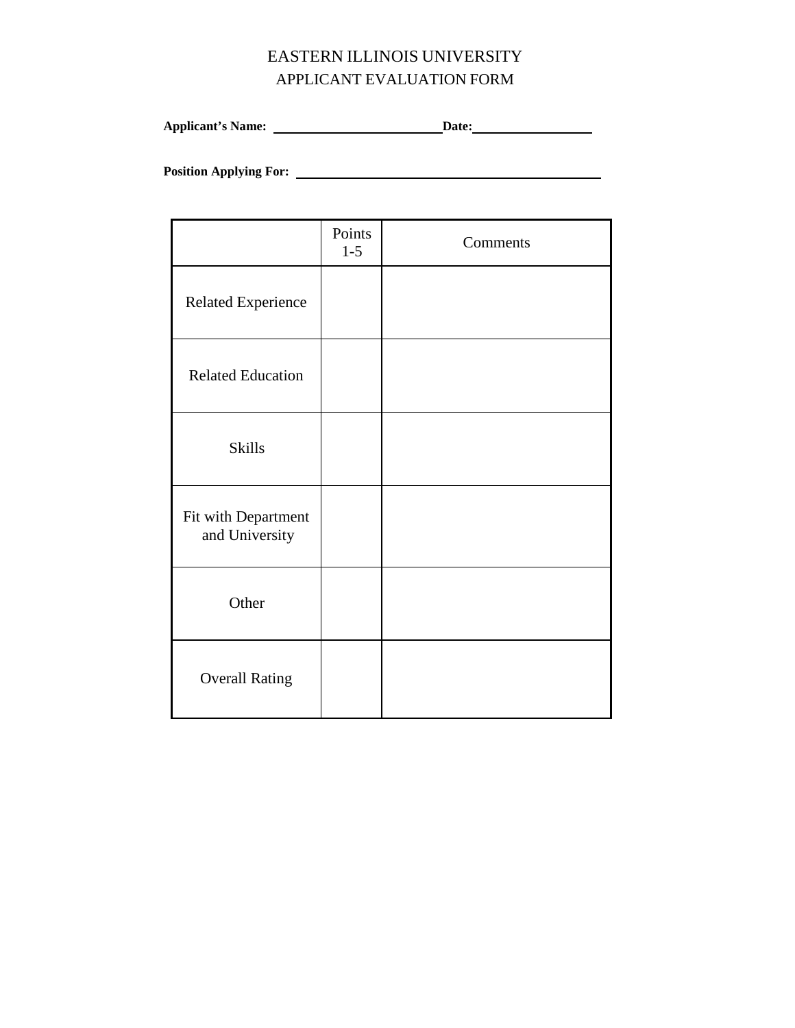# EASTERN ILLINOIS UNIVERSITY
## APPLICANT EVALUATION FORM

**Applicant's Name:** ________________________ **Date:** ________________

**Position Applying For:** ____________________________________________

| | Points 1-5 | Comments |
|---|---|---|
| Related Experience | | |
| Related Education | | |
| Skills | | |
| Fit with Department and University | | |
| Other | | |
| Overall Rating | | |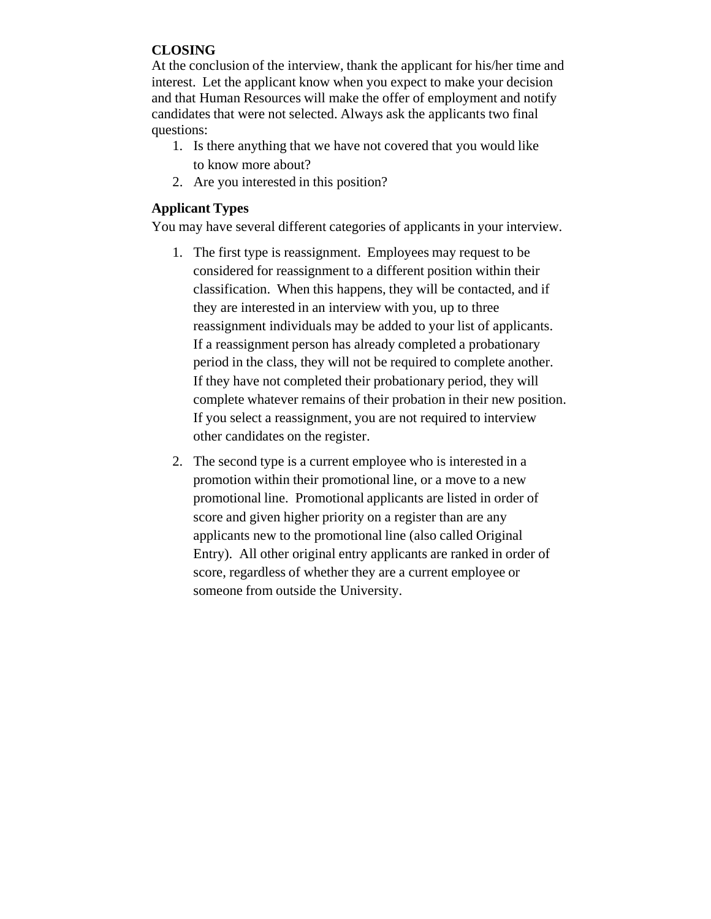**CLOSING**

At the conclusion of the interview, thank the applicant for his/her time and interest. Let the applicant know when you expect to make your decision and that Human Resources will make the offer of employment and notify candidates that were not selected. Always ask the applicants two final questions:

1. Is there anything that we have not covered that you would like to know more about?
2. Are you interested in this position?

**Applicant Types**

You may have several different categories of applicants in your interview.

1. The first type is reassignment. Employees may request to be considered for reassignment to a different position within their classification. When this happens, they will be contacted, and if they are interested in an interview with you, up to three reassignment individuals may be added to your list of applicants. If a reassignment person has already completed a probationary period in the class, they will not be required to complete another. If they have not completed their probationary period, they will complete whatever remains of their probation in their new position. If you select a reassignment, you are not required to interview other candidates on the register.

2. The second type is a current employee who is interested in a promotion within their promotional line, or a move to a new promotional line. Promotional applicants are listed in order of score and given higher priority on a register than are any applicants new to the promotional line (also called Original Entry). All other original entry applicants are ranked in order of score, regardless of whether they are a current employee or someone from outside the University.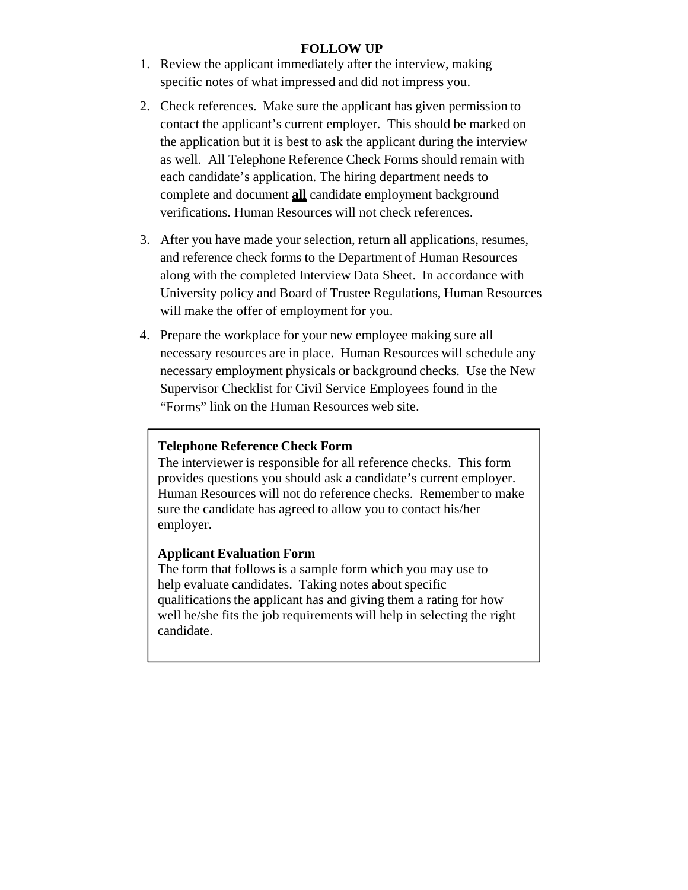## FOLLOW UP

1. Review the applicant immediately after the interview, making specific notes of what impressed and did not impress you.

2. Check references. Make sure the applicant has given permission to contact the applicant's current employer. This should be marked on the application but it is best to ask the applicant during the interview as well. All Telephone Reference Check Forms should remain with each candidate's application. The hiring department needs to complete and document **<u>all</u>** candidate employment background verifications. Human Resources will not check references.

3. After you have made your selection, return all applications, resumes, and reference check forms to the Department of Human Resources along with the completed Interview Data Sheet. In accordance with University policy and Board of Trustee Regulations, Human Resources will make the offer of employment for you.

4. Prepare the workplace for your new employee making sure all necessary resources are in place. Human Resources will schedule any necessary employment physicals or background checks. Use the New Supervisor Checklist for Civil Service Employees found in the "Forms" link on the Human Resources web site.

**Telephone Reference Check Form**
The interviewer is responsible for all reference checks. This form provides questions you should ask a candidate's current employer. Human Resources will not do reference checks. Remember to make sure the candidate has agreed to allow you to contact his/her employer.

**Applicant Evaluation Form**
The form that follows is a sample form which you may use to help evaluate candidates. Taking notes about specific qualifications the applicant has and giving them a rating for how well he/she fits the job requirements will help in selecting the right candidate.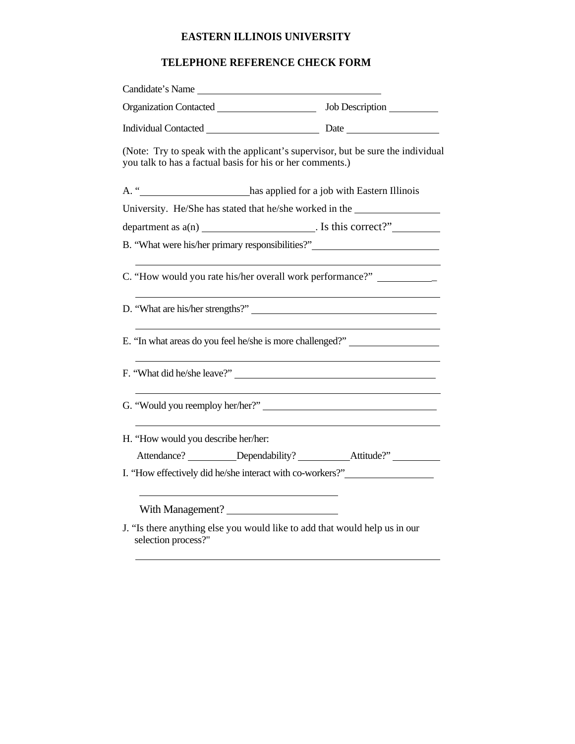# EASTERN ILLINOIS UNIVERSITY

## TELEPHONE REFERENCE CHECK FORM

Candidate's Name ____________________________________

Organization Contacted ____________________ Job Description __________

Individual Contacted ______________________ Date __________________

(Note: Try to speak with the applicant's supervisor, but be sure the individual you talk to has a factual basis for his or her comments.)

A. "_____________________ has applied for a job with Eastern Illinois University. He/She has stated that he/she worked in the ________________ department as a(n) _____________________. Is this correct?" _________

B. "What were his/her primary responsibilities?" ________________________

_____________________________________________________________

C. "How would you rate his/her overall work performance?" ___________

_____________________________________________________________

D. "What are his/her strengths?" ____________________________________

_____________________________________________________________

E. "In what areas do you feel he/she is more challenged?" _________________

_____________________________________________________________

F. "What did he/she leave?" ________________________________________

_____________________________________________________________

G. "Would you reemploy her/her?" __________________________________

_____________________________________________________________

H. "How would you describe her/her:

Attendance? __________ Dependability? __________ Attitude?" _________

I. "How effectively did he/she interact with co-workers?" _________________

________________________________________

With Management? _____________________

J. "Is there anything else you would like to add that would help us in our selection process?"

_____________________________________________________________